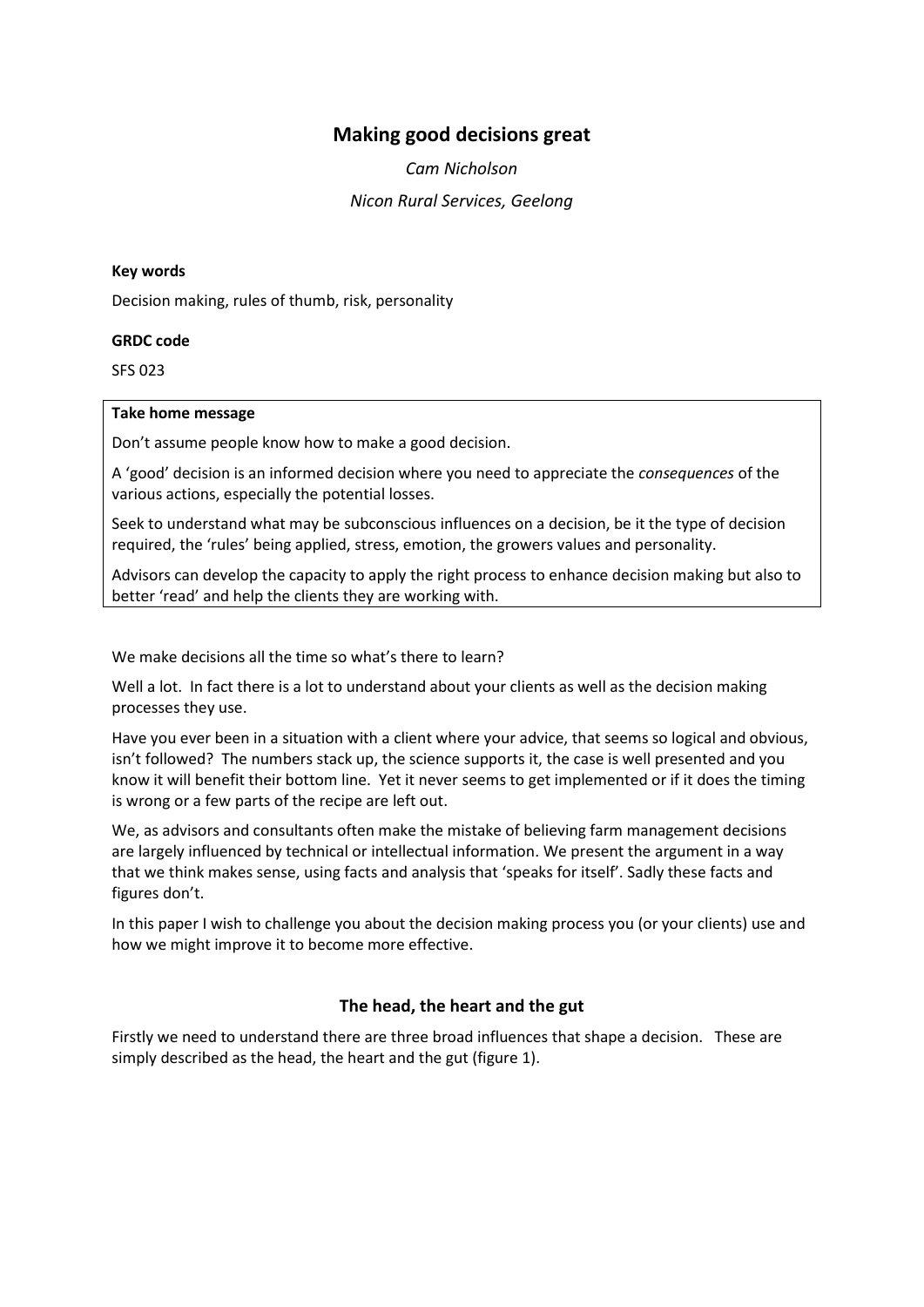# Making good decisions great

*Cam Nicholson*

*Nicon Rural Services, Geelong*

**Key words**

Decision making, rules of thumb, risk, personality

**GRDC code**

SFS 023

**Take home message**

Don't assume people know how to make a good decision.

A 'good' decision is an informed decision where you need to appreciate the *consequences* of the various actions, especially the potential losses.

Seek to understand what may be subconscious influences on a decision, be it the type of decision required, the 'rules' being applied, stress, emotion, the growers values and personality.

Advisors can develop the capacity to apply the right process to enhance decision making but also to better 'read' and help the clients they are working with.

We make decisions all the time so what's there to learn?

Well a lot. In fact there is a lot to understand about your clients as well as the decision making processes they use.

Have you ever been in a situation with a client where your advice, that seems so logical and obvious, isn't followed? The numbers stack up, the science supports it, the case is well presented and you know it will benefit their bottom line. Yet it never seems to get implemented or if it does the timing is wrong or a few parts of the recipe are left out.

We, as advisors and consultants often make the mistake of believing farm management decisions are largely influenced by technical or intellectual information. We present the argument in a way that we think makes sense, using facts and analysis that 'speaks for itself'. Sadly these facts and figures don't.

In this paper I wish to challenge you about the decision making process you (or your clients) use and how we might improve it to become more effective.

## The head, the heart and the gut

Firstly we need to understand there are three broad influences that shape a decision. These are simply described as the head, the heart and the gut (figure 1).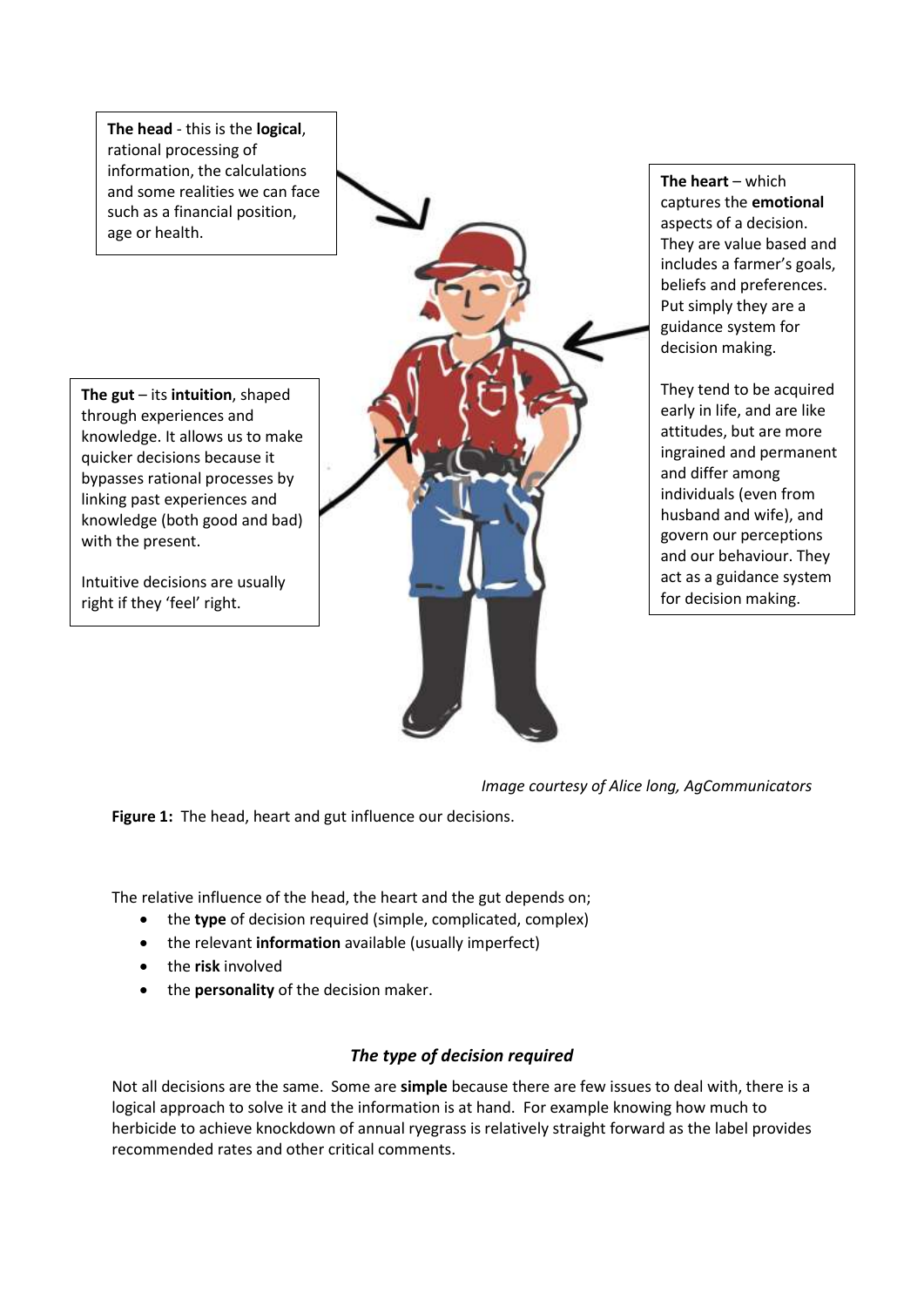**The head** - this is the **logical**, rational processing of information, the calculations and some realities we can face such as a financial position, age or health.

**The heart** – which captures the **emotional** aspects of a decision. They are value based and includes a farmer's goals, beliefs and preferences. Put simply they are a guidance system for decision making.

They tend to be acquired early in life, and are like attitudes, but are more ingrained and permanent and differ among individuals (even from husband and wife), and govern our perceptions and our behaviour. They act as a guidance system for decision making.

**The gut** – its **intuition**, shaped through experiences and knowledge. It allows us to make quicker decisions because it bypasses rational processes by linking past experiences and knowledge (both good and bad) with the present.

Intuitive decisions are usually right if they 'feel' right.

*Image courtesy of Alice long, AgCommunicators*

**Figure 1:** The head, heart and gut influence our decisions.

The relative influence of the head, the heart and the gut depends on;

- the **type** of decision required (simple, complicated, complex)
- the relevant **information** available (usually imperfect)
- the **risk** involved
- the **personality** of the decision maker.

### *The type of decision required*

Not all decisions are the same. Some are **simple** because there are few issues to deal with, there is a logical approach to solve it and the information is at hand. For example knowing how much to herbicide to achieve knockdown of annual ryegrass is relatively straight forward as the label provides recommended rates and other critical comments.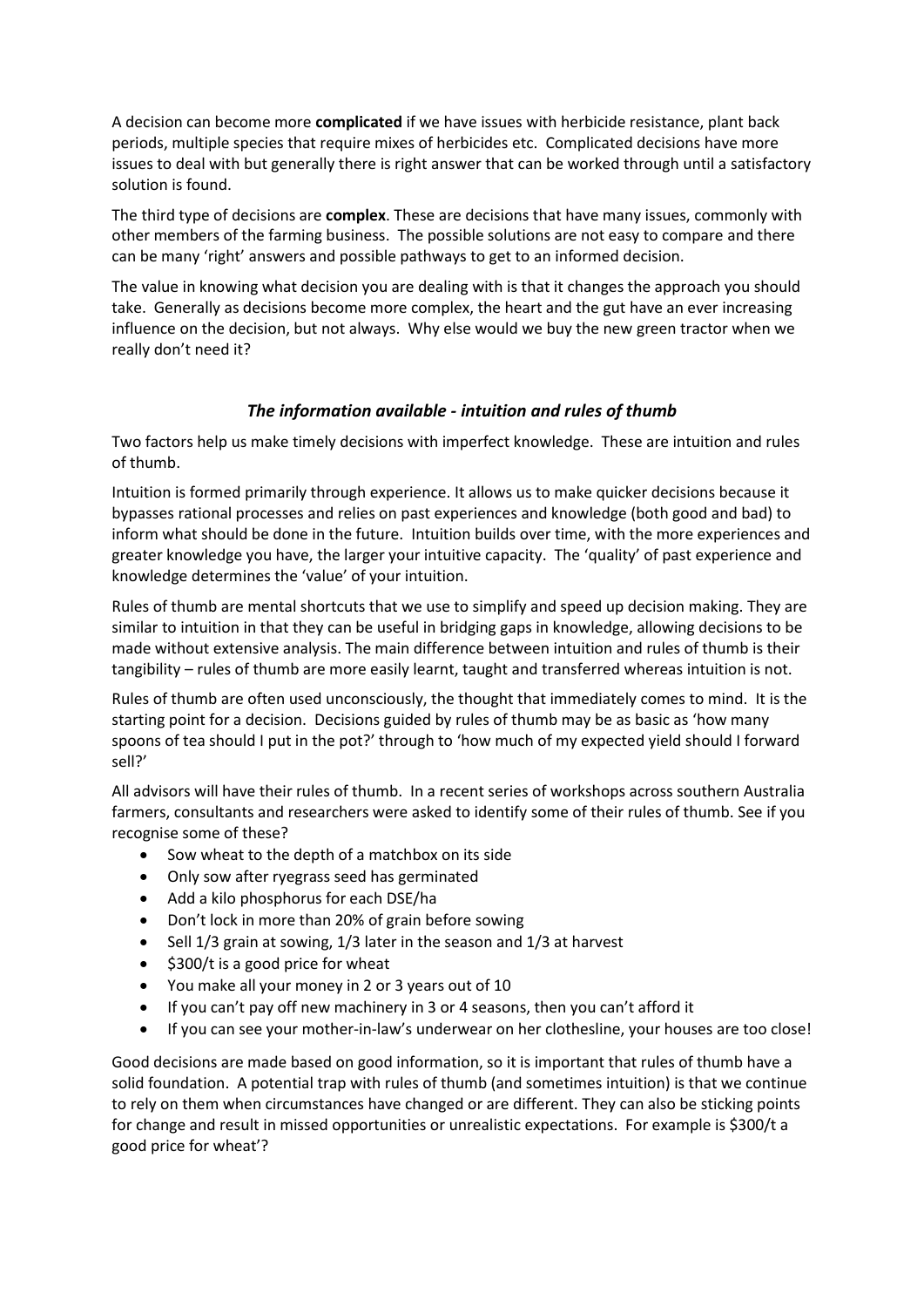A decision can become more **complicated** if we have issues with herbicide resistance, plant back periods, multiple species that require mixes of herbicides etc. Complicated decisions have more issues to deal with but generally there is right answer that can be worked through until a satisfactory solution is found.

The third type of decisions are **complex**. These are decisions that have many issues, commonly with other members of the farming business. The possible solutions are not easy to compare and there can be many 'right' answers and possible pathways to get to an informed decision.

The value in knowing what decision you are dealing with is that it changes the approach you should take. Generally as decisions become more complex, the heart and the gut have an ever increasing influence on the decision, but not always. Why else would we buy the new green tractor when we really don't need it?

### *The information available - intuition and rules of thumb*

Two factors help us make timely decisions with imperfect knowledge. These are intuition and rules of thumb.

Intuition is formed primarily through experience. It allows us to make quicker decisions because it bypasses rational processes and relies on past experiences and knowledge (both good and bad) to inform what should be done in the future. Intuition builds over time, with the more experiences and greater knowledge you have, the larger your intuitive capacity. The 'quality' of past experience and knowledge determines the 'value' of your intuition.

Rules of thumb are mental shortcuts that we use to simplify and speed up decision making. They are similar to intuition in that they can be useful in bridging gaps in knowledge, allowing decisions to be made without extensive analysis. The main difference between intuition and rules of thumb is their tangibility – rules of thumb are more easily learnt, taught and transferred whereas intuition is not.

Rules of thumb are often used unconsciously, the thought that immediately comes to mind. It is the starting point for a decision. Decisions guided by rules of thumb may be as basic as 'how many spoons of tea should I put in the pot?' through to 'how much of my expected yield should I forward sell?'

All advisors will have their rules of thumb. In a recent series of workshops across southern Australia farmers, consultants and researchers were asked to identify some of their rules of thumb. See if you recognise some of these?

- Sow wheat to the depth of a matchbox on its side
- Only sow after ryegrass seed has germinated
- Add a kilo phosphorus for each DSE/ha
- Don't lock in more than 20% of grain before sowing
- Sell 1/3 grain at sowing, 1/3 later in the season and 1/3 at harvest
- $300/t is a good price for wheat
- You make all your money in 2 or 3 years out of 10
- If you can't pay off new machinery in 3 or 4 seasons, then you can't afford it
- If you can see your mother-in-law's underwear on her clothesline, your houses are too close!

Good decisions are made based on good information, so it is important that rules of thumb have a solid foundation. A potential trap with rules of thumb (and sometimes intuition) is that we continue to rely on them when circumstances have changed or are different. They can also be sticking points for change and result in missed opportunities or unrealistic expectations. For example is $300/t a good price for wheat'?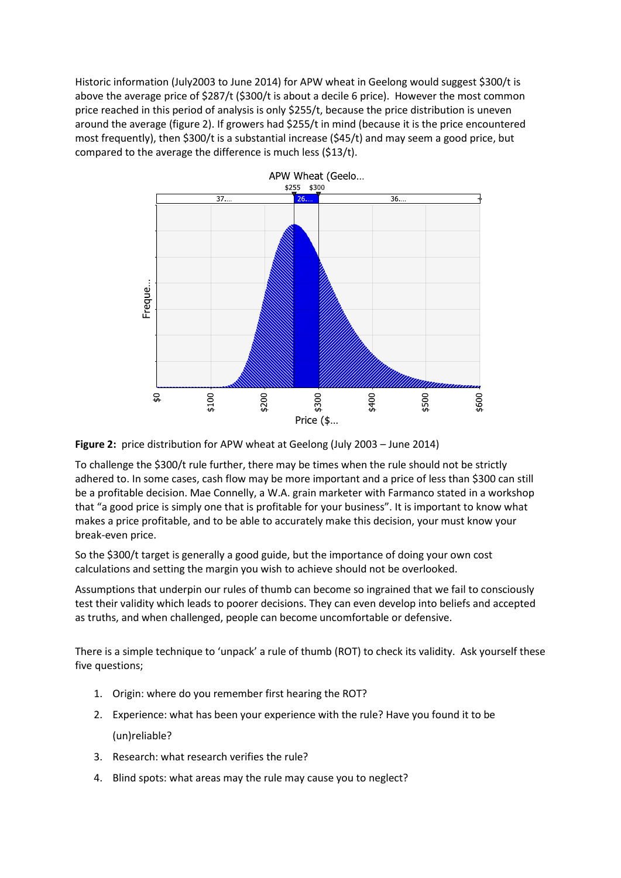Historic information (July2003 to June 2014) for APW wheat in Geelong would suggest $300/t is above the average price of $287/t ($300/t is about a decile 6 price). However the most common price reached in this period of analysis is only $255/t, because the price distribution is uneven around the average (figure 2). If growers had $255/t in mind (because it is the price encountered most frequently), then $300/t is a substantial increase ($45/t) and may seem a good price, but compared to the average the difference is much less ($13/t).

**Figure 2:** price distribution for APW wheat at Geelong (July 2003 – June 2014)

To challenge the $300/t rule further, there may be times when the rule should not be strictly adhered to. In some cases, cash flow may be more important and a price of less than $300 can still be a profitable decision. Mae Connelly, a W.A. grain marketer with Farmanco stated in a workshop that "a good price is simply one that is profitable for your business". It is important to know what makes a price profitable, and to be able to accurately make this decision, your must know your break-even price.

So the $300/t target is generally a good guide, but the importance of doing your own cost calculations and setting the margin you wish to achieve should not be overlooked.

Assumptions that underpin our rules of thumb can become so ingrained that we fail to consciously test their validity which leads to poorer decisions. They can even develop into beliefs and accepted as truths, and when challenged, people can become uncomfortable or defensive.

There is a simple technique to 'unpack' a rule of thumb (ROT) to check its validity. Ask yourself these five questions;

1. Origin: where do you remember first hearing the ROT?
2. Experience: what has been your experience with the rule? Have you found it to be (un)reliable?
3. Research: what research verifies the rule?
4. Blind spots: what areas may the rule may cause you to neglect?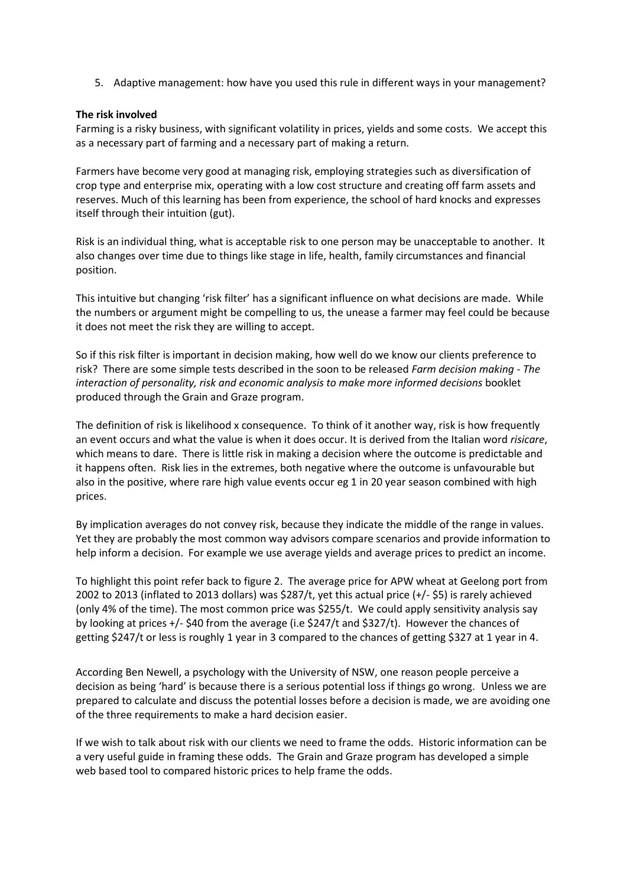5. Adaptive management: how have you used this rule in different ways in your management?

**The risk involved**

Farming is a risky business, with significant volatility in prices, yields and some costs. We accept this as a necessary part of farming and a necessary part of making a return.

Farmers have become very good at managing risk, employing strategies such as diversification of crop type and enterprise mix, operating with a low cost structure and creating off farm assets and reserves. Much of this learning has been from experience, the school of hard knocks and expresses itself through their intuition (gut).

Risk is an individual thing, what is acceptable risk to one person may be unacceptable to another. It also changes over time due to things like stage in life, health, family circumstances and financial position.

This intuitive but changing 'risk filter' has a significant influence on what decisions are made. While the numbers or argument might be compelling to us, the unease a farmer may feel could be because it does not meet the risk they are willing to accept.

So if this risk filter is important in decision making, how well do we know our clients preference to risk? There are some simple tests described in the soon to be released *Farm decision making - The interaction of personality, risk and economic analysis to make more informed decisions* booklet produced through the Grain and Graze program.

The definition of risk is likelihood x consequence. To think of it another way, risk is how frequently an event occurs and what the value is when it does occur. It is derived from the Italian word *risicare*, which means to dare. There is little risk in making a decision where the outcome is predictable and it happens often. Risk lies in the extremes, both negative where the outcome is unfavourable but also in the positive, where rare high value events occur eg 1 in 20 year season combined with high prices.

By implication averages do not convey risk, because they indicate the middle of the range in values. Yet they are probably the most common way advisors compare scenarios and provide information to help inform a decision. For example we use average yields and average prices to predict an income.

To highlight this point refer back to figure 2. The average price for APW wheat at Geelong port from 2002 to 2013 (inflated to 2013 dollars) was $287/t, yet this actual price (+/- $5) is rarely achieved (only 4% of the time). The most common price was $255/t. We could apply sensitivity analysis say by looking at prices +/- $40 from the average (i.e $247/t and $327/t). However the chances of getting $247/t or less is roughly 1 year in 3 compared to the chances of getting $327 at 1 year in 4.

According Ben Newell, a psychology with the University of NSW, one reason people perceive a decision as being 'hard' is because there is a serious potential loss if things go wrong. Unless we are prepared to calculate and discuss the potential losses before a decision is made, we are avoiding one of the three requirements to make a hard decision easier.

If we wish to talk about risk with our clients we need to frame the odds. Historic information can be a very useful guide in framing these odds. The Grain and Graze program has developed a simple web based tool to compared historic prices to help frame the odds.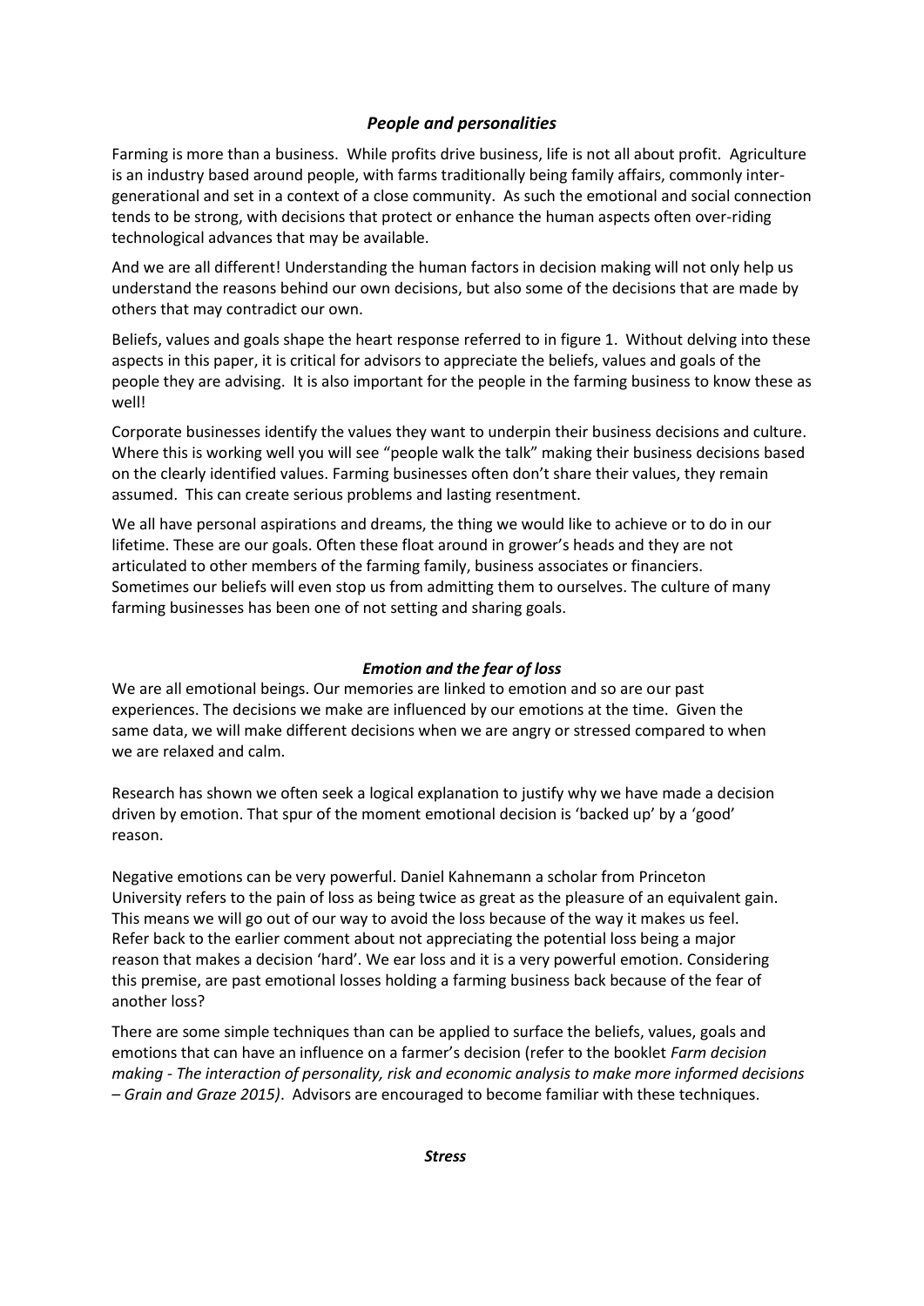### *People and personalities*

Farming is more than a business. While profits drive business, life is not all about profit. Agriculture is an industry based around people, with farms traditionally being family affairs, commonly inter-generational and set in a context of a close community. As such the emotional and social connection tends to be strong, with decisions that protect or enhance the human aspects often over-riding technological advances that may be available.

And we are all different! Understanding the human factors in decision making will not only help us understand the reasons behind our own decisions, but also some of the decisions that are made by others that may contradict our own.

Beliefs, values and goals shape the heart response referred to in figure 1. Without delving into these aspects in this paper, it is critical for advisors to appreciate the beliefs, values and goals of the people they are advising. It is also important for the people in the farming business to know these as well!

Corporate businesses identify the values they want to underpin their business decisions and culture. Where this is working well you will see "people walk the talk" making their business decisions based on the clearly identified values. Farming businesses often don't share their values, they remain assumed. This can create serious problems and lasting resentment.

We all have personal aspirations and dreams, the thing we would like to achieve or to do in our lifetime. These are our goals. Often these float around in grower's heads and they are not articulated to other members of the farming family, business associates or financiers. Sometimes our beliefs will even stop us from admitting them to ourselves. The culture of many farming businesses has been one of not setting and sharing goals.

### *Emotion and the fear of loss*

We are all emotional beings. Our memories are linked to emotion and so are our past experiences. The decisions we make are influenced by our emotions at the time. Given the same data, we will make different decisions when we are angry or stressed compared to when we are relaxed and calm.

Research has shown we often seek a logical explanation to justify why we have made a decision driven by emotion. That spur of the moment emotional decision is 'backed up' by a 'good' reason.

Negative emotions can be very powerful. Daniel Kahnemann a scholar from Princeton University refers to the pain of loss as being twice as great as the pleasure of an equivalent gain. This means we will go out of our way to avoid the loss because of the way it makes us feel. Refer back to the earlier comment about not appreciating the potential loss being a major reason that makes a decision 'hard'. We ear loss and it is a very powerful emotion. Considering this premise, are past emotional losses holding a farming business back because of the fear of another loss?

There are some simple techniques than can be applied to surface the beliefs, values, goals and emotions that can have an influence on a farmer's decision (refer to the booklet *Farm decision making - The interaction of personality, risk and economic analysis to make more informed decisions – Grain and Graze 2015)*. Advisors are encouraged to become familiar with these techniques.

### *Stress*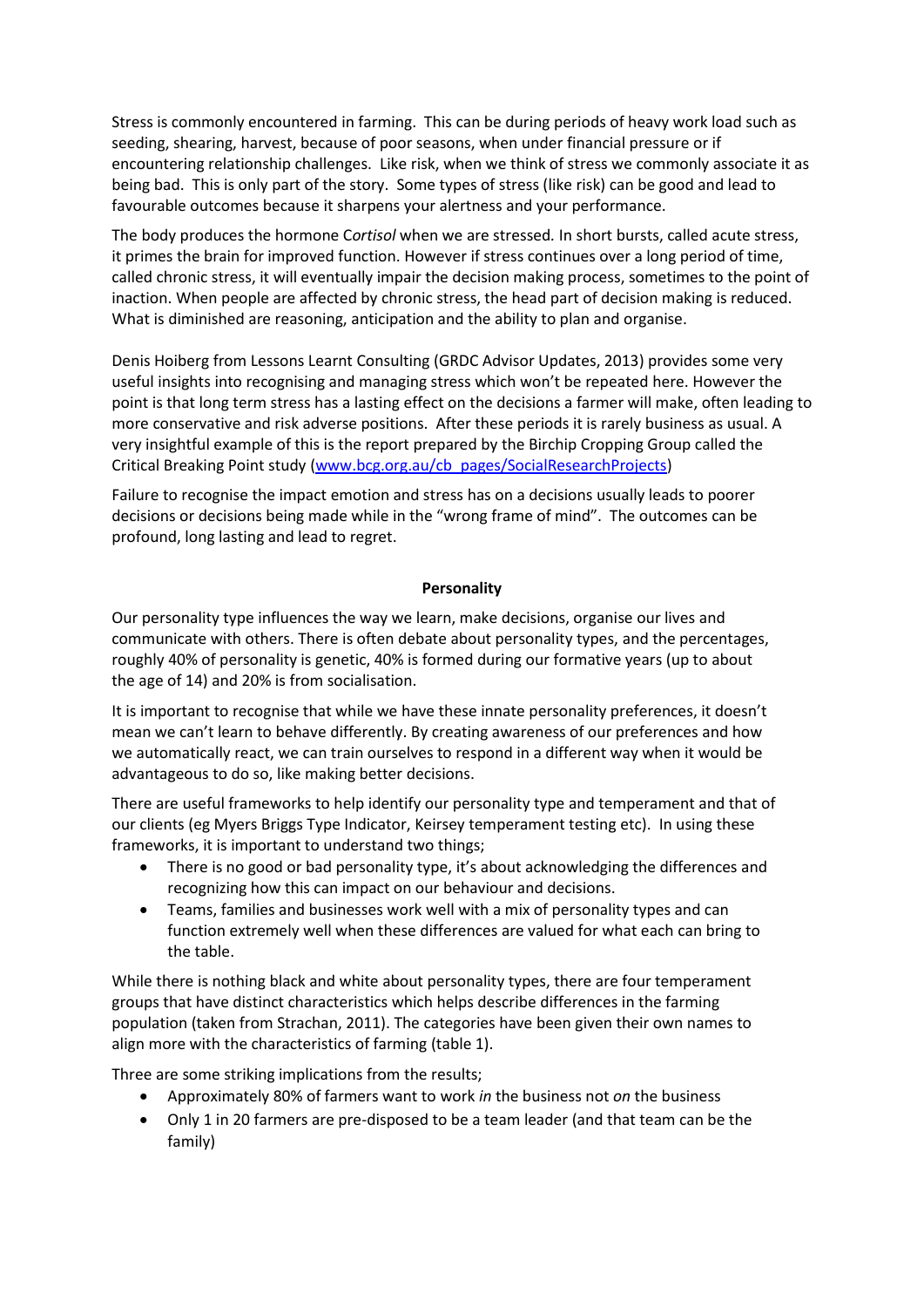Stress is commonly encountered in farming. This can be during periods of heavy work load such as seeding, shearing, harvest, because of poor seasons, when under financial pressure or if encountering relationship challenges. Like risk, when we think of stress we commonly associate it as being bad. This is only part of the story. Some types of stress (like risk) can be good and lead to favourable outcomes because it sharpens your alertness and your performance.

The body produces the hormone C*ortisol* when we are stressed. In short bursts, called acute stress, it primes the brain for improved function. However if stress continues over a long period of time, called chronic stress, it will eventually impair the decision making process, sometimes to the point of inaction. When people are affected by chronic stress, the head part of decision making is reduced. What is diminished are reasoning, anticipation and the ability to plan and organise.

Denis Hoiberg from Lessons Learnt Consulting (GRDC Advisor Updates, 2013) provides some very useful insights into recognising and managing stress which won't be repeated here. However the point is that long term stress has a lasting effect on the decisions a farmer will make, often leading to more conservative and risk adverse positions. After these periods it is rarely business as usual. A very insightful example of this is the report prepared by the Birchip Cropping Group called the Critical Breaking Point study (www.bcg.org.au/cb_pages/SocialResearchProjects)

Failure to recognise the impact emotion and stress has on a decisions usually leads to poorer decisions or decisions being made while in the "wrong frame of mind". The outcomes can be profound, long lasting and lead to regret.

## Personality

Our personality type influences the way we learn, make decisions, organise our lives and communicate with others. There is often debate about personality types, and the percentages, roughly 40% of personality is genetic, 40% is formed during our formative years (up to about the age of 14) and 20% is from socialisation.

It is important to recognise that while we have these innate personality preferences, it doesn't mean we can't learn to behave differently. By creating awareness of our preferences and how we automatically react, we can train ourselves to respond in a different way when it would be advantageous to do so, like making better decisions.

There are useful frameworks to help identify our personality type and temperament and that of our clients (eg Myers Briggs Type Indicator, Keirsey temperament testing etc). In using these frameworks, it is important to understand two things;

- There is no good or bad personality type, it's about acknowledging the differences and recognizing how this can impact on our behaviour and decisions.
- Teams, families and businesses work well with a mix of personality types and can function extremely well when these differences are valued for what each can bring to the table.

While there is nothing black and white about personality types, there are four temperament groups that have distinct characteristics which helps describe differences in the farming population (taken from Strachan, 2011). The categories have been given their own names to align more with the characteristics of farming (table 1).

Three are some striking implications from the results;

- Approximately 80% of farmers want to work *in* the business not *on* the business
- Only 1 in 20 farmers are pre-disposed to be a team leader (and that team can be the family)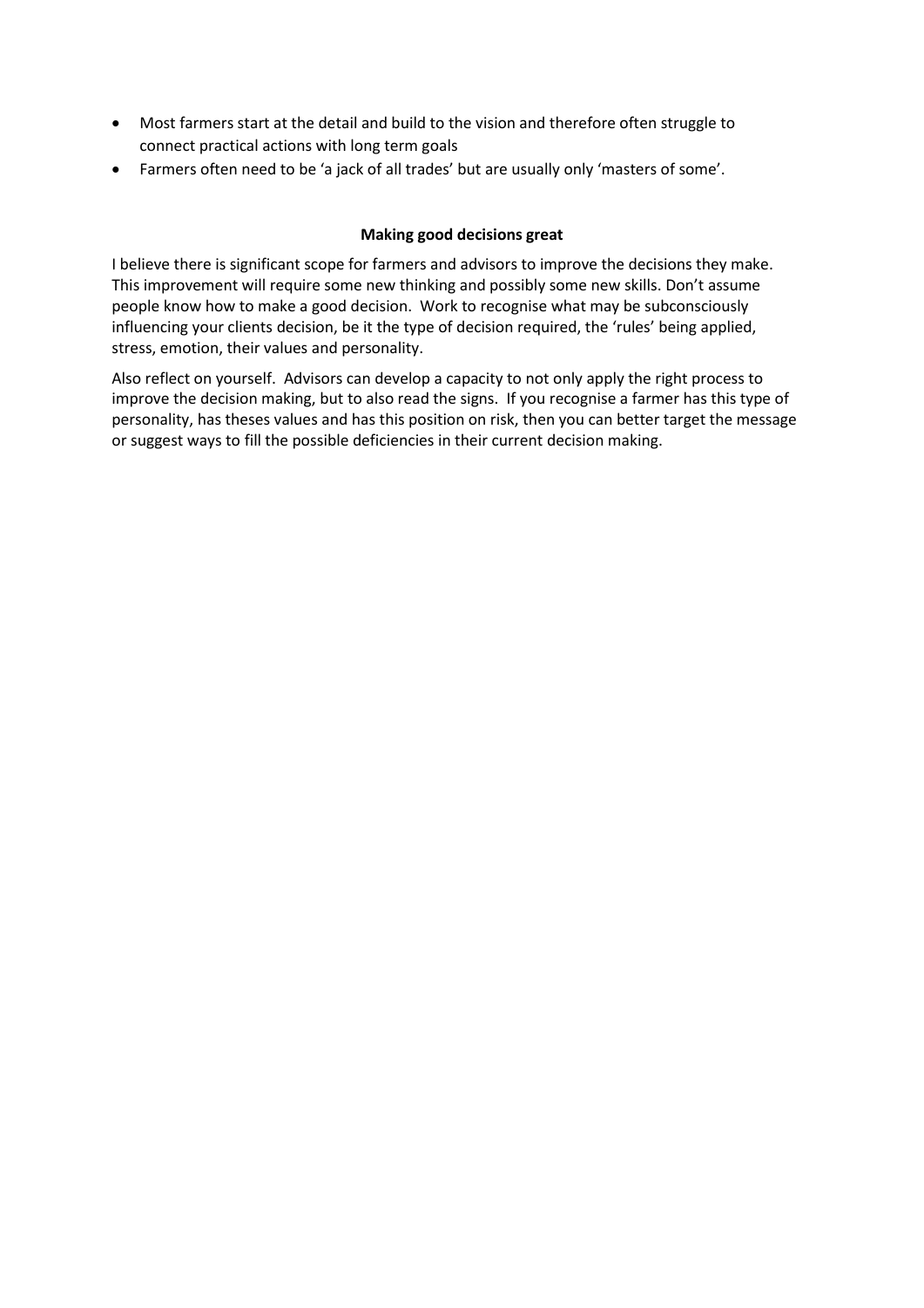- Most farmers start at the detail and build to the vision and therefore often struggle to connect practical actions with long term goals
- Farmers often need to be 'a jack of all trades' but are usually only 'masters of some'.

## Making good decisions great

I believe there is significant scope for farmers and advisors to improve the decisions they make. This improvement will require some new thinking and possibly some new skills. Don't assume people know how to make a good decision. Work to recognise what may be subconsciously influencing your clients decision, be it the type of decision required, the 'rules' being applied, stress, emotion, their values and personality.

Also reflect on yourself. Advisors can develop a capacity to not only apply the right process to improve the decision making, but to also read the signs. If you recognise a farmer has this type of personality, has theses values and has this position on risk, then you can better target the message or suggest ways to fill the possible deficiencies in their current decision making.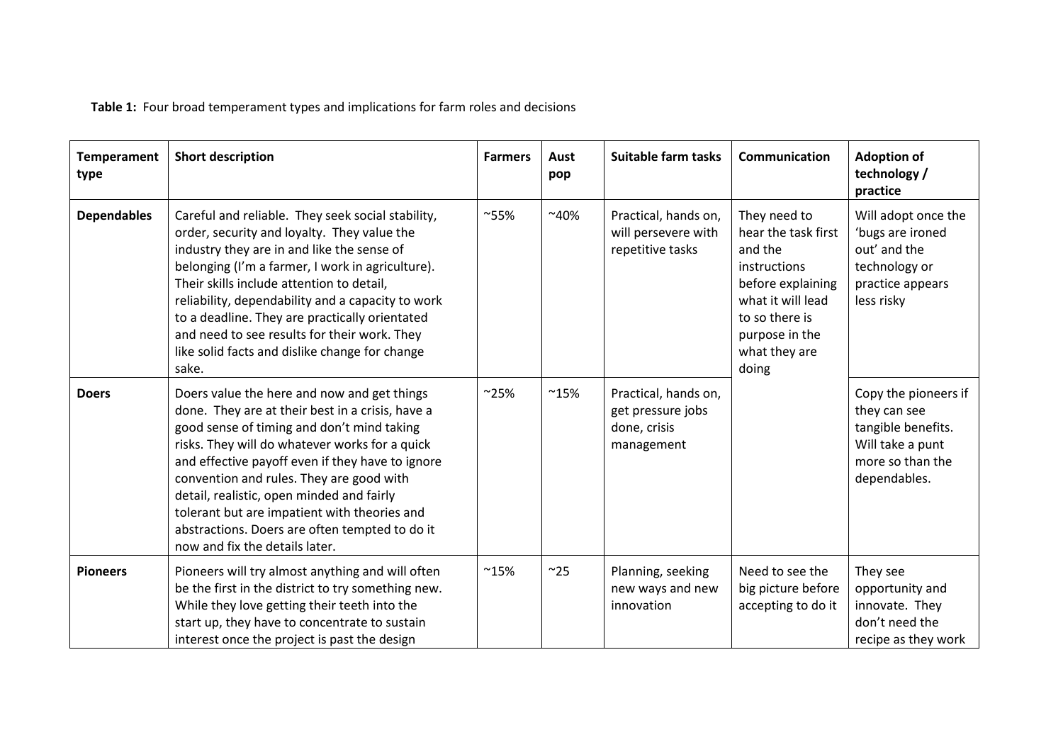**Table 1:** Four broad temperament types and implications for farm roles and decisions

| Temperament type | Short description | Farmers | Aust pop | Suitable farm tasks | Communication | Adoption of technology / practice |
|---|---|---|---|---|---|---|
| **Dependables** | Careful and reliable. They seek social stability, order, security and loyalty. They value the industry they are in and like the sense of belonging (I'm a farmer, I work in agriculture). Their skills include attention to detail, reliability, dependability and a capacity to work to a deadline. They are practically orientated and need to see results for their work. They like solid facts and dislike change for change sake. | ~55% | ~40% | Practical, hands on, will persevere with repetitive tasks | They need to hear the task first and the instructions before explaining what it will lead to so there is purpose in the what they are doing | Will adopt once the 'bugs are ironed out' and the technology or practice appears less risky |
| **Doers** | Doers value the here and now and get things done. They are at their best in a crisis, have a good sense of timing and don't mind taking risks. They will do whatever works for a quick and effective payoff even if they have to ignore convention and rules. They are good with detail, realistic, open minded and fairly tolerant but are impatient with theories and abstractions. Doers are often tempted to do it now and fix the details later. | ~25% | ~15% | Practical, hands on, get pressure jobs done, crisis management | | Copy the pioneers if they can see tangible benefits. Will take a punt more so than the dependables. |
| **Pioneers** | Pioneers will try almost anything and will often be the first in the district to try something new. While they love getting their teeth into the start up, they have to concentrate to sustain interest once the project is past the design | ~15% | ~25 | Planning, seeking new ways and new innovation | Need to see the big picture before accepting to do it | They see opportunity and innovate. They don't need the recipe as they work |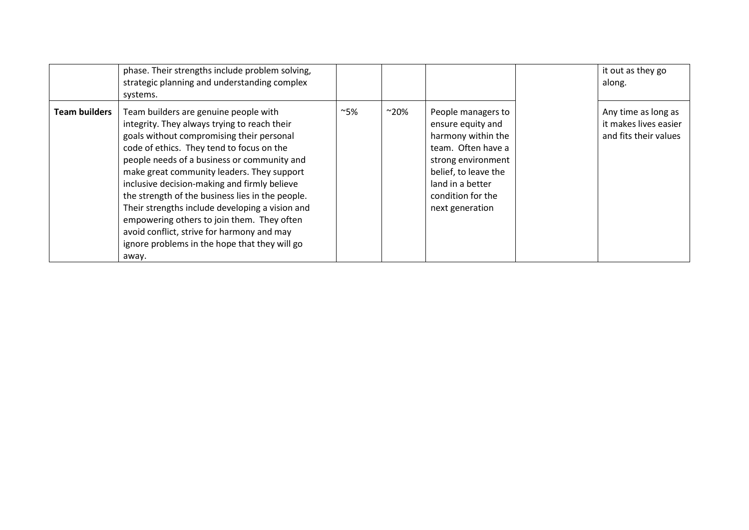|  |  |  |  |  |  |  |
|---|---|---|---|---|---|---|
|  | phase. Their strengths include problem solving, strategic planning and understanding complex systems. |  |  |  |  | it out as they go along. |
| **Team builders** | Team builders are genuine people with integrity. They always trying to reach their goals without compromising their personal code of ethics. They tend to focus on the people needs of a business or community and make great community leaders. They support inclusive decision-making and firmly believe the strength of the business lies in the people. Their strengths include developing a vision and empowering others to join them. They often avoid conflict, strive for harmony and may ignore problems in the hope that they will go away. | ~5% | ~20% | People managers to ensure equity and harmony within the team. Often have a strong environment belief, to leave the land in a better condition for the next generation |  | Any time as long as it makes lives easier and fits their values |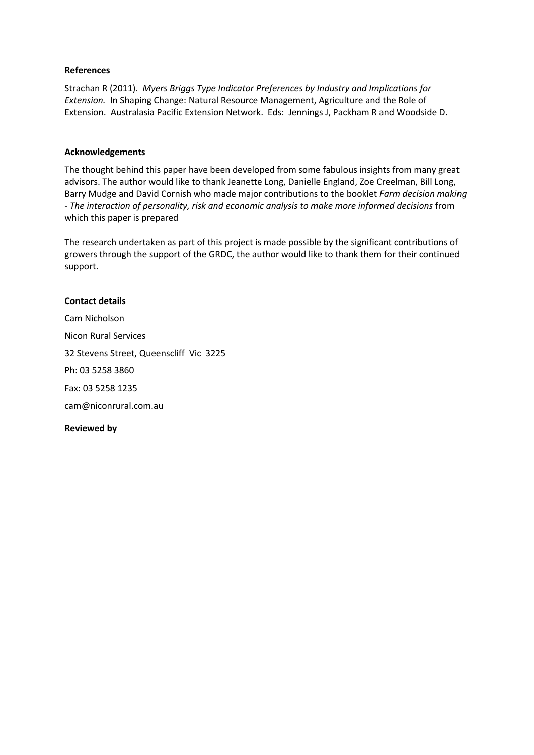**References**

Strachan R (2011). *Myers Briggs Type Indicator Preferences by Industry and Implications for Extension.* In Shaping Change: Natural Resource Management, Agriculture and the Role of Extension. Australasia Pacific Extension Network. Eds: Jennings J, Packham R and Woodside D.

**Acknowledgements**

The thought behind this paper have been developed from some fabulous insights from many great advisors. The author would like to thank Jeanette Long, Danielle England, Zoe Creelman, Bill Long, Barry Mudge and David Cornish who made major contributions to the booklet *Farm decision making - The interaction of personality, risk and economic analysis to make more informed decisions* from which this paper is prepared

The research undertaken as part of this project is made possible by the significant contributions of growers through the support of the GRDC, the author would like to thank them for their continued support.

**Contact details**

Cam Nicholson

Nicon Rural Services

32 Stevens Street, Queenscliff Vic 3225

Ph: 03 5258 3860

Fax: 03 5258 1235

cam@niconrural.com.au

**Reviewed by**